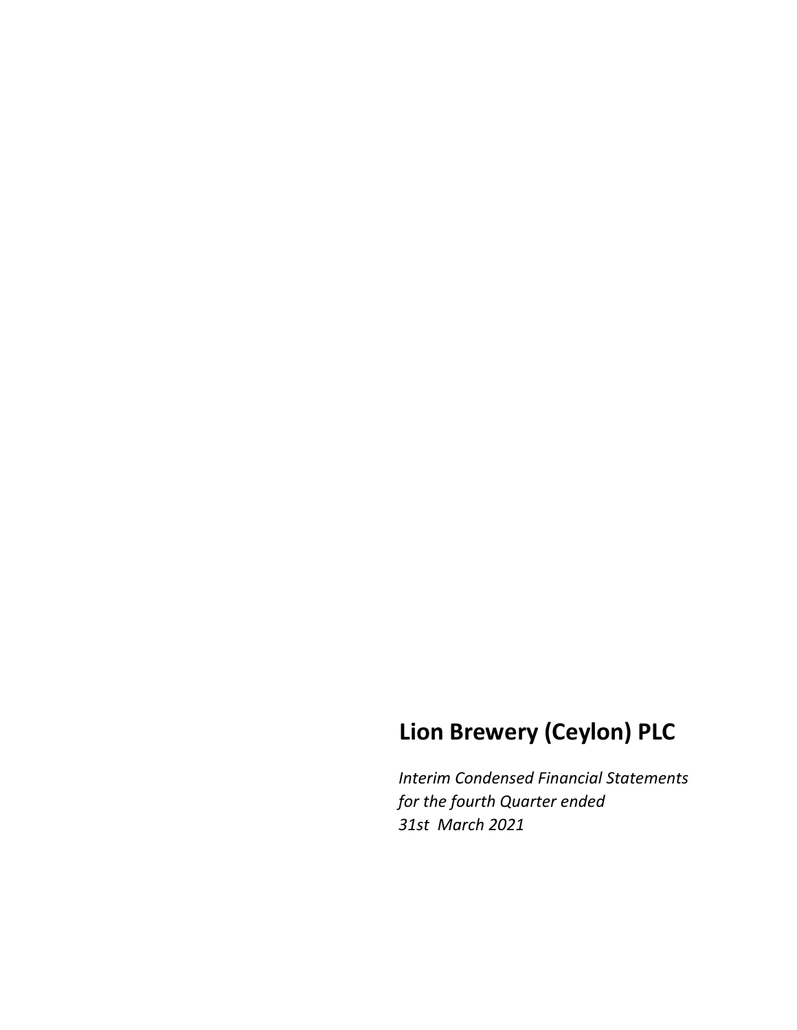# Lion Brewery (Ceylon) PLC

*Interim Condensed Financial Statements*
*for the fourth Quarter ended*
*31st March 2021*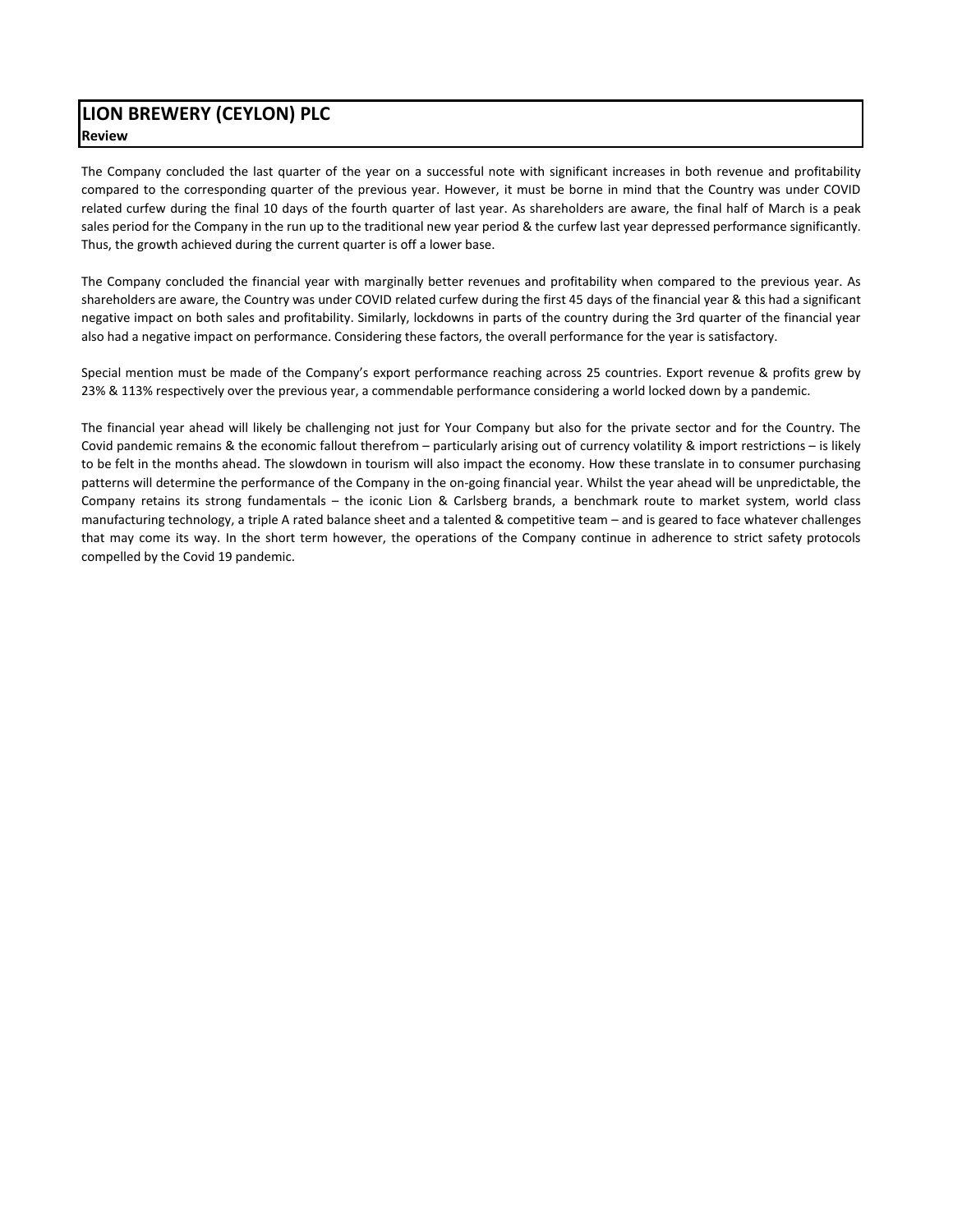# LION BREWERY (CEYLON) PLC

**Review**

The Company concluded the last quarter of the year on a successful note with significant increases in both revenue and profitability compared to the corresponding quarter of the previous year. However, it must be borne in mind that the Country was under COVID related curfew during the final 10 days of the fourth quarter of last year. As shareholders are aware, the final half of March is a peak sales period for the Company in the run up to the traditional new year period & the curfew last year depressed performance significantly. Thus, the growth achieved during the current quarter is off a lower base.

The Company concluded the financial year with marginally better revenues and profitability when compared to the previous year. As shareholders are aware, the Country was under COVID related curfew during the first 45 days of the financial year & this had a significant negative impact on both sales and profitability. Similarly, lockdowns in parts of the country during the 3rd quarter of the financial year also had a negative impact on performance. Considering these factors, the overall performance for the year is satisfactory.

Special mention must be made of the Company's export performance reaching across 25 countries. Export revenue & profits grew by 23% & 113% respectively over the previous year, a commendable performance considering a world locked down by a pandemic.

The financial year ahead will likely be challenging not just for Your Company but also for the private sector and for the Country. The Covid pandemic remains & the economic fallout therefrom – particularly arising out of currency volatility & import restrictions – is likely to be felt in the months ahead. The slowdown in tourism will also impact the economy. How these translate in to consumer purchasing patterns will determine the performance of the Company in the on-going financial year. Whilst the year ahead will be unpredictable, the Company retains its strong fundamentals – the iconic Lion & Carlsberg brands, a benchmark route to market system, world class manufacturing technology, a triple A rated balance sheet and a talented & competitive team – and is geared to face whatever challenges that may come its way. In the short term however, the operations of the Company continue in adherence to strict safety protocols compelled by the Covid 19 pandemic.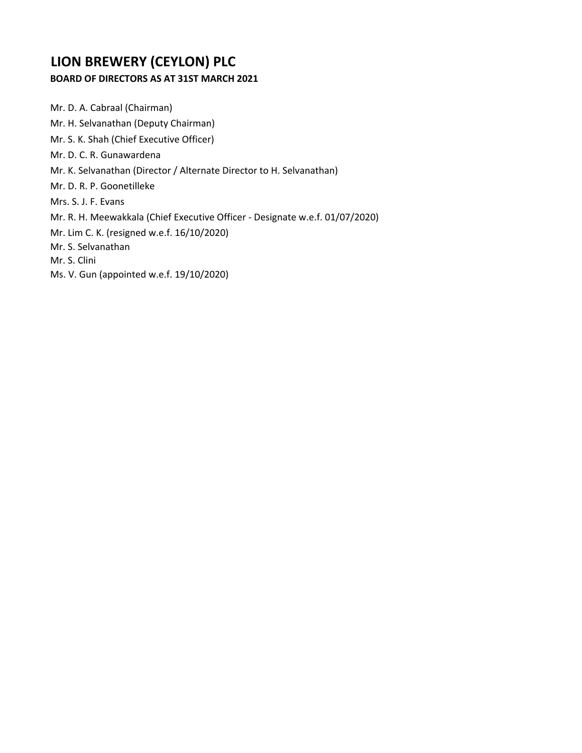# LION BREWERY (CEYLON) PLC

**BOARD OF DIRECTORS AS AT 31ST MARCH 2021**

Mr. D. A. Cabraal (Chairman)

Mr. H. Selvanathan (Deputy Chairman)

Mr. S. K. Shah (Chief Executive Officer)

Mr. D. C. R. Gunawardena

Mr. K. Selvanathan (Director / Alternate Director to H. Selvanathan)

Mr. D. R. P. Goonetilleke

Mrs. S. J. F. Evans

Mr. R. H. Meewakkala (Chief Executive Officer - Designate w.e.f. 01/07/2020)

Mr. Lim C. K. (resigned w.e.f. 16/10/2020)

Mr. S. Selvanathan

Mr. S. Clini

Ms. V. Gun (appointed w.e.f. 19/10/2020)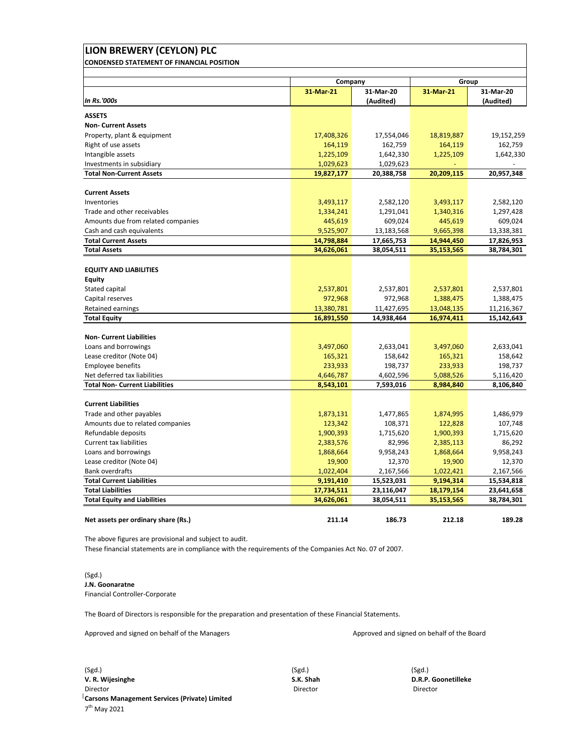# LION BREWERY (CEYLON) PLC

**CONDENSED STATEMENT OF FINANCIAL POSITION**

| | Company | | Group | |
|---|---|---|---|---|
| *In Rs.'000s* | 31-Mar-21 | 31-Mar-20 (Audited) | 31-Mar-21 | 31-Mar-20 (Audited) |
| **ASSETS** | | | | |
| **Non- Current Assets** | | | | |
| Property, plant & equipment | 17,408,326 | 17,554,046 | 18,819,887 | 19,152,259 |
| Right of use assets | 164,119 | 162,759 | 164,119 | 162,759 |
| Intangible assets | 1,225,109 | 1,642,330 | 1,225,109 | 1,642,330 |
| Investments in subsidiary | 1,029,623 | 1,029,623 | - | - |
| **Total Non-Current Assets** | **19,827,177** | **20,388,758** | **20,209,115** | **20,957,348** |
| **Current Assets** | | | | |
| Inventories | 3,493,117 | 2,582,120 | 3,493,117 | 2,582,120 |
| Trade and other receivables | 1,334,241 | 1,291,041 | 1,340,316 | 1,297,428 |
| Amounts due from related companies | 445,619 | 609,024 | 445,619 | 609,024 |
| Cash and cash equivalents | 9,525,907 | 13,183,568 | 9,665,398 | 13,338,381 |
| **Total Current Assets** | **14,798,884** | **17,665,753** | **14,944,450** | **17,826,953** |
| **Total Assets** | **34,626,061** | **38,054,511** | **35,153,565** | **38,784,301** |
| **EQUITY AND LIABILITIES** | | | | |
| **Equity** | | | | |
| Stated capital | 2,537,801 | 2,537,801 | 2,537,801 | 2,537,801 |
| Capital reserves | 972,968 | 972,968 | 1,388,475 | 1,388,475 |
| Retained earnings | 13,380,781 | 11,427,695 | 13,048,135 | 11,216,367 |
| **Total Equity** | **16,891,550** | **14,938,464** | **16,974,411** | **15,142,643** |
| **Non- Current Liabilities** | | | | |
| Loans and borrowings | 3,497,060 | 2,633,041 | 3,497,060 | 2,633,041 |
| Lease creditor (Note 04) | 165,321 | 158,642 | 165,321 | 158,642 |
| Employee benefits | 233,933 | 198,737 | 233,933 | 198,737 |
| Net deferred tax liabilities | 4,646,787 | 4,602,596 | 5,088,526 | 5,116,420 |
| **Total Non- Current Liabilities** | **8,543,101** | **7,593,016** | **8,984,840** | **8,106,840** |
| **Current Liabilities** | | | | |
| Trade and other payables | 1,873,131 | 1,477,865 | 1,874,995 | 1,486,979 |
| Amounts due to related companies | 123,342 | 108,371 | 122,828 | 107,748 |
| Refundable deposits | 1,900,393 | 1,715,620 | 1,900,393 | 1,715,620 |
| Current tax liabilities | 2,383,576 | 82,996 | 2,385,113 | 86,292 |
| Loans and borrowings | 1,868,664 | 9,958,243 | 1,868,664 | 9,958,243 |
| Lease creditor (Note 04) | 19,900 | 12,370 | 19,900 | 12,370 |
| Bank overdrafts | 1,022,404 | 2,167,566 | 1,022,421 | 2,167,566 |
| **Total Current Liabilities** | **9,191,410** | **15,523,031** | **9,194,314** | **15,534,818** |
| **Total Liabilities** | **17,734,511** | **23,116,047** | **18,179,154** | **23,641,658** |
| **Total Equity and Liabilities** | **34,626,061** | **38,054,511** | **35,153,565** | **38,784,301** |
| **Net assets per ordinary share (Rs.)** | **211.14** | **186.73** | **212.18** | **189.28** |

The above figures are provisional and subject to audit.

These financial statements are in compliance with the requirements of the Companies Act No. 07 of 2007.

(Sgd.)
**J.N. Goonaratne**
Financial Controller-Corporate

The Board of Directors is responsible for the preparation and presentation of these Financial Statements.

Approved and signed on behalf of the Managers

(Sgd.)
**V. R. Wijesinghe**
Director
**Carsons Management Services (Private) Limited**
7th May 2021

Approved and signed on behalf of the Board

(Sgd.)
**S.K. Shah**
Director

(Sgd.)
**D.R.P. Goonetilleke**
Director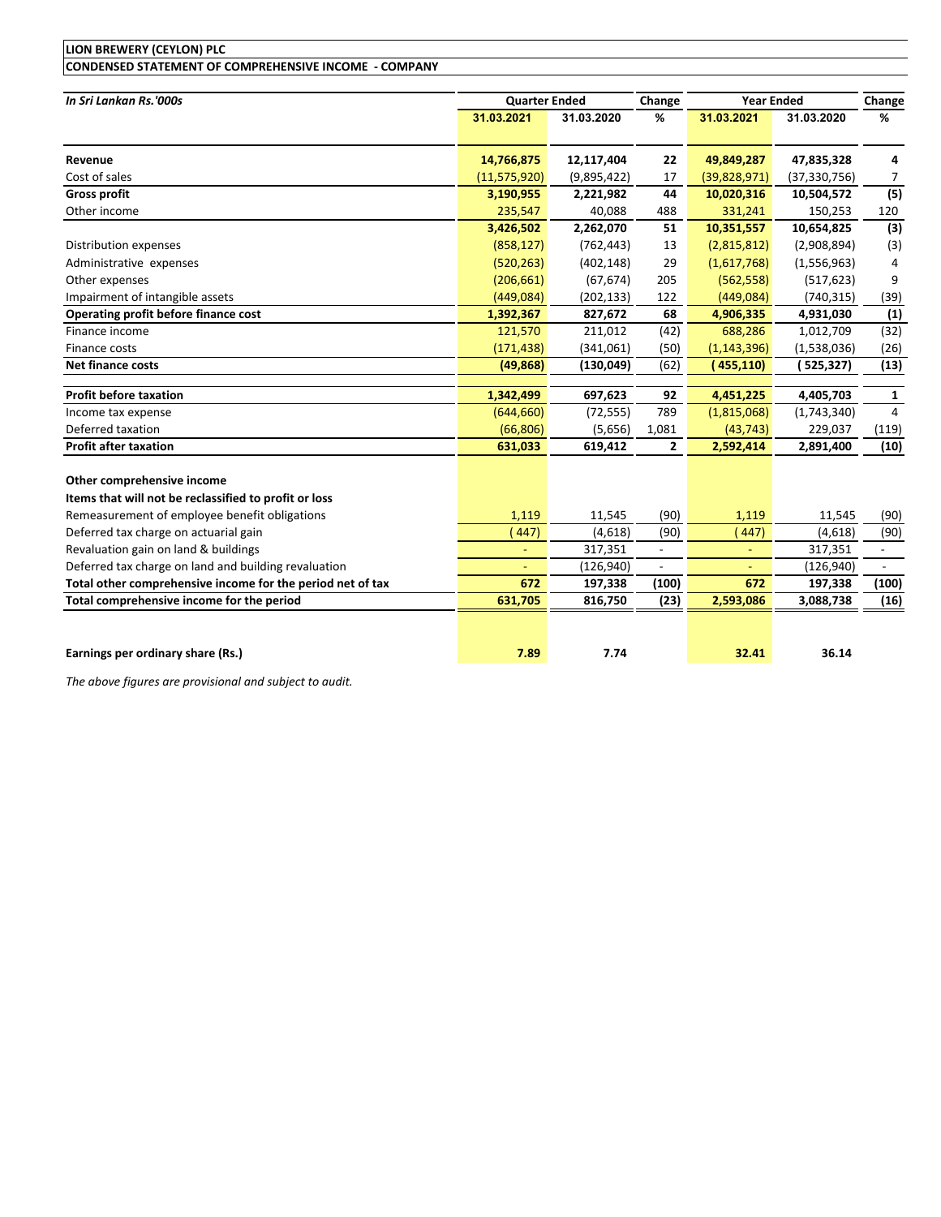**LION BREWERY (CEYLON) PLC**

**CONDENSED STATEMENT OF COMPREHENSIVE INCOME - COMPANY**

| *In Sri Lankan Rs.'000s* | Quarter Ended | | Change | Year Ended | | Change |
|---|---|---|---|---|---|---|
| | **31.03.2021** | **31.03.2020** | **%** | **31.03.2021** | **31.03.2020** | **%** |
| **Revenue** | **14,766,875** | **12,117,404** | **22** | **49,849,287** | **47,835,328** | **4** |
| Cost of sales | (11,575,920) | (9,895,422) | 17 | (39,828,971) | (37,330,756) | 7 |
| **Gross profit** | **3,190,955** | **2,221,982** | **44** | **10,020,316** | **10,504,572** | **(5)** |
| Other income | 235,547 | 40,088 | 488 | 331,241 | 150,253 | 120 |
| | **3,426,502** | **2,262,070** | **51** | **10,351,557** | **10,654,825** | **(3)** |
| Distribution expenses | (858,127) | (762,443) | 13 | (2,815,812) | (2,908,894) | (3) |
| Administrative expenses | (520,263) | (402,148) | 29 | (1,617,768) | (1,556,963) | 4 |
| Other expenses | (206,661) | (67,674) | 205 | (562,558) | (517,623) | 9 |
| Impairment of intangible assets | (449,084) | (202,133) | 122 | (449,084) | (740,315) | (39) |
| **Operating profit before finance cost** | **1,392,367** | **827,672** | **68** | **4,906,335** | **4,931,030** | **(1)** |
| Finance income | 121,570 | 211,012 | (42) | 688,286 | 1,012,709 | (32) |
| Finance costs | (171,438) | (341,061) | (50) | (1,143,396) | (1,538,036) | (26) |
| **Net finance costs** | **(49,868)** | **(130,049)** | (62) | **(455,110)** | **(525,327)** | **(13)** |
| **Profit before taxation** | **1,342,499** | **697,623** | **92** | **4,451,225** | **4,405,703** | **1** |
| Income tax expense | (644,660) | (72,555) | 789 | (1,815,068) | (1,743,340) | 4 |
| Deferred taxation | (66,806) | (5,656) | 1,081 | (43,743) | 229,037 | (119) |
| **Profit after taxation** | **631,033** | **619,412** | **2** | **2,592,414** | **2,891,400** | **(10)** |
| **Other comprehensive income** | | | | | | |
| **Items that will not be reclassified to profit or loss** | | | | | | |
| Remeasurement of employee benefit obligations | 1,119 | 11,545 | (90) | 1,119 | 11,545 | (90) |
| Deferred tax charge on actuarial gain | (447) | (4,618) | (90) | (447) | (4,618) | (90) |
| Revaluation gain on land & buildings | - | 317,351 | - | - | 317,351 | - |
| Deferred tax charge on land and building revaluation | - | (126,940) | - | - | (126,940) | - |
| **Total other comprehensive income for the period net of tax** | **672** | **197,338** | **(100)** | **672** | **197,338** | **(100)** |
| **Total comprehensive income for the period** | **631,705** | **816,750** | **(23)** | **2,593,086** | **3,088,738** | **(16)** |
| **Earnings per ordinary share (Rs.)** | **7.89** | **7.74** | | **32.41** | **36.14** | |

*The above figures are provisional and subject to audit.*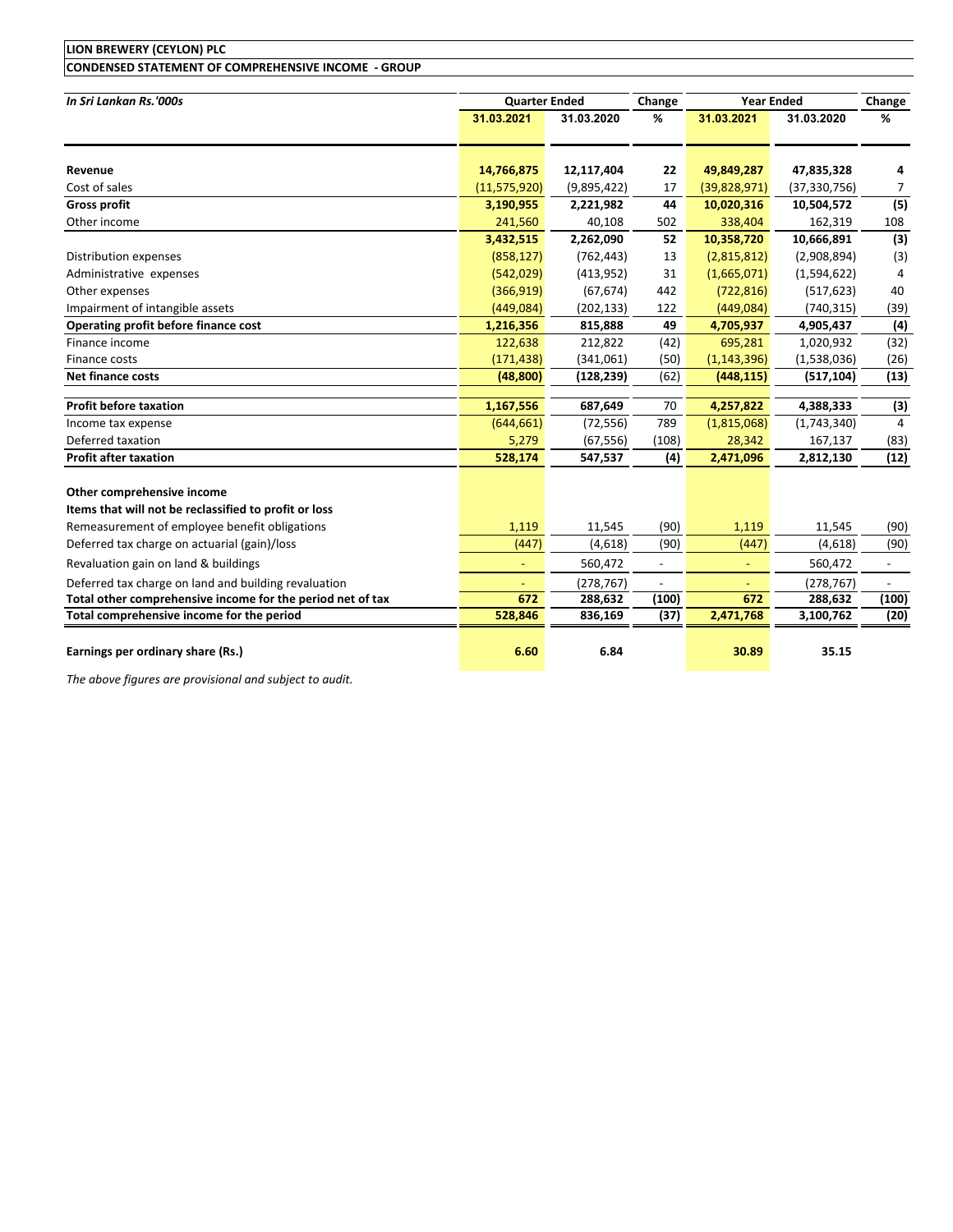**LION BREWERY (CEYLON) PLC**

**CONDENSED STATEMENT OF COMPREHENSIVE INCOME - GROUP**

| *In Sri Lankan Rs.'000s* | Quarter Ended | | Change | Year Ended | | Change |
|---|---|---|---|---|---|---|
| | **31.03.2021** | **31.03.2020** | **%** | **31.03.2021** | **31.03.2020** | **%** |
| **Revenue** | **14,766,875** | **12,117,404** | **22** | **49,849,287** | **47,835,328** | **4** |
| Cost of sales | (11,575,920) | (9,895,422) | 17 | (39,828,971) | (37,330,756) | 7 |
| **Gross profit** | **3,190,955** | **2,221,982** | **44** | **10,020,316** | **10,504,572** | **(5)** |
| Other income | 241,560 | 40,108 | 502 | 338,404 | 162,319 | 108 |
| | **3,432,515** | **2,262,090** | **52** | **10,358,720** | **10,666,891** | **(3)** |
| Distribution expenses | (858,127) | (762,443) | 13 | (2,815,812) | (2,908,894) | (3) |
| Administrative expenses | (542,029) | (413,952) | 31 | (1,665,071) | (1,594,622) | 4 |
| Other expenses | (366,919) | (67,674) | 442 | (722,816) | (517,623) | 40 |
| Impairment of intangible assets | (449,084) | (202,133) | 122 | (449,084) | (740,315) | (39) |
| **Operating profit before finance cost** | **1,216,356** | **815,888** | **49** | **4,705,937** | **4,905,437** | **(4)** |
| Finance income | 122,638 | 212,822 | (42) | 695,281 | 1,020,932 | (32) |
| Finance costs | (171,438) | (341,061) | (50) | (1,143,396) | (1,538,036) | (26) |
| **Net finance costs** | **(48,800)** | **(128,239)** | (62) | **(448,115)** | **(517,104)** | **(13)** |
| **Profit before taxation** | **1,167,556** | **687,649** | 70 | **4,257,822** | **4,388,333** | **(3)** |
| Income tax expense | (644,661) | (72,556) | 789 | (1,815,068) | (1,743,340) | 4 |
| Deferred taxation | 5,279 | (67,556) | (108) | 28,342 | 167,137 | (83) |
| **Profit after taxation** | **528,174** | **547,537** | **(4)** | **2,471,096** | **2,812,130** | **(12)** |
| **Other comprehensive income** | | | | | | |
| **Items that will not be reclassified to profit or loss** | | | | | | |
| Remeasurement of employee benefit obligations | 1,119 | 11,545 | (90) | 1,119 | 11,545 | (90) |
| Deferred tax charge on actuarial (gain)/loss | (447) | (4,618) | (90) | (447) | (4,618) | (90) |
| Revaluation gain on land & buildings | - | 560,472 | - | - | 560,472 | - |
| Deferred tax charge on land and building revaluation | - | (278,767) | - | - | (278,767) | - |
| **Total other comprehensive income for the period net of tax** | **672** | **288,632** | **(100)** | **672** | **288,632** | **(100)** |
| **Total comprehensive income for the period** | **528,846** | **836,169** | **(37)** | **2,471,768** | **3,100,762** | **(20)** |
| **Earnings per ordinary share (Rs.)** | **6.60** | **6.84** | | **30.89** | **35.15** | |

*The above figures are provisional and subject to audit.*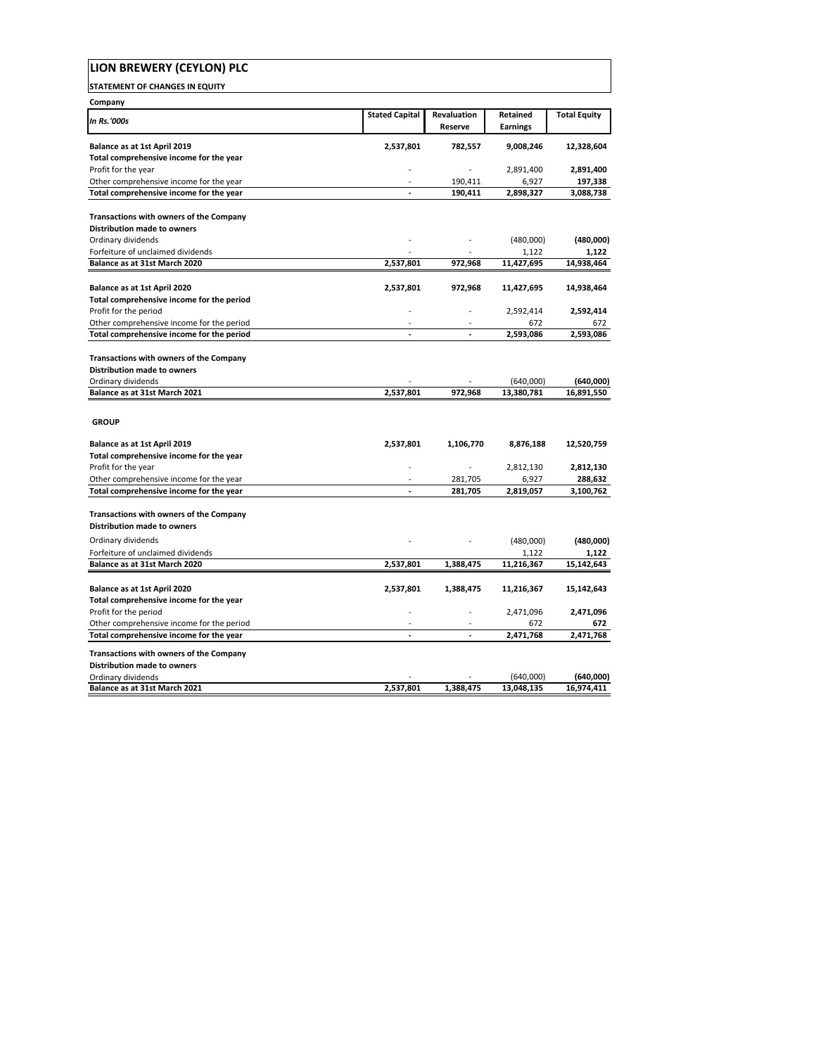# LION BREWERY (CEYLON) PLC

**STATEMENT OF CHANGES IN EQUITY**

**Company**

| *In Rs.'000s* | Stated Capital | Revaluation Reserve | Retained Earnings | Total Equity |
|---|---|---|---|---|
| **Balance as at 1st April 2019** | **2,537,801** | **782,557** | **9,008,246** | **12,328,604** |
| **Total comprehensive income for the year** | | | | |
| Profit for the year | - | - | 2,891,400 | **2,891,400** |
| Other comprehensive income for the year | - | 190,411 | 6,927 | **197,338** |
| **Total comprehensive income for the year** | **-** | **190,411** | **2,898,327** | **3,088,738** |
| | | | | |
| **Transactions with owners of the Company** | | | | |
| **Distribution made to owners** | | | | |
| Ordinary dividends | - | - | (480,000) | **(480,000)** |
| Forfeiture of unclaimed dividends | - | - | 1,122 | **1,122** |
| **Balance as at 31st March 2020** | **2,537,801** | **972,968** | **11,427,695** | **14,938,464** |
| | | | | |
| **Balance as at 1st April 2020** | **2,537,801** | **972,968** | **11,427,695** | **14,938,464** |
| **Total comprehensive income for the period** | | | | |
| Profit for the period | - | - | 2,592,414 | **2,592,414** |
| Other comprehensive income for the period | - | - | 672 | 672 |
| **Total comprehensive income for the period** | **-** | **-** | **2,593,086** | **2,593,086** |
| | | | | |
| **Transactions with owners of the Company** | | | | |
| **Distribution made to owners** | | | | |
| Ordinary dividends | - | - | (640,000) | **(640,000)** |
| **Balance as at 31st March 2021** | **2,537,801** | **972,968** | **13,380,781** | **16,891,550** |

**GROUP**

| *In Rs.'000s* | Stated Capital | Revaluation Reserve | Retained Earnings | Total Equity |
|---|---|---|---|---|
| **Balance as at 1st April 2019** | **2,537,801** | **1,106,770** | **8,876,188** | **12,520,759** |
| **Total comprehensive income for the year** | | | | |
| Profit for the year | - | - | 2,812,130 | **2,812,130** |
| Other comprehensive income for the year | - | 281,705 | 6,927 | **288,632** |
| **Total comprehensive income for the year** | **-** | **281,705** | **2,819,057** | **3,100,762** |
| | | | | |
| **Transactions with owners of the Company** | | | | |
| **Distribution made to owners** | | | | |
| Ordinary dividends | - | - | (480,000) | **(480,000)** |
| Forfeiture of unclaimed dividends | | | 1,122 | **1,122** |
| **Balance as at 31st March 2020** | **2,537,801** | **1,388,475** | **11,216,367** | **15,142,643** |
| | | | | |
| **Balance as at 1st April 2020** | **2,537,801** | **1,388,475** | **11,216,367** | **15,142,643** |
| **Total comprehensive income for the year** | | | | |
| Profit for the period | - | - | 2,471,096 | **2,471,096** |
| Other comprehensive income for the period | - | - | 672 | **672** |
| **Total comprehensive income for the year** | **-** | **-** | **2,471,768** | **2,471,768** |
| | | | | |
| **Transactions with owners of the Company** | | | | |
| **Distribution made to owners** | | | | |
| Ordinary dividends | - | - | (640,000) | **(640,000)** |
| **Balance as at 31st March 2021** | **2,537,801** | **1,388,475** | **13,048,135** | **16,974,411** |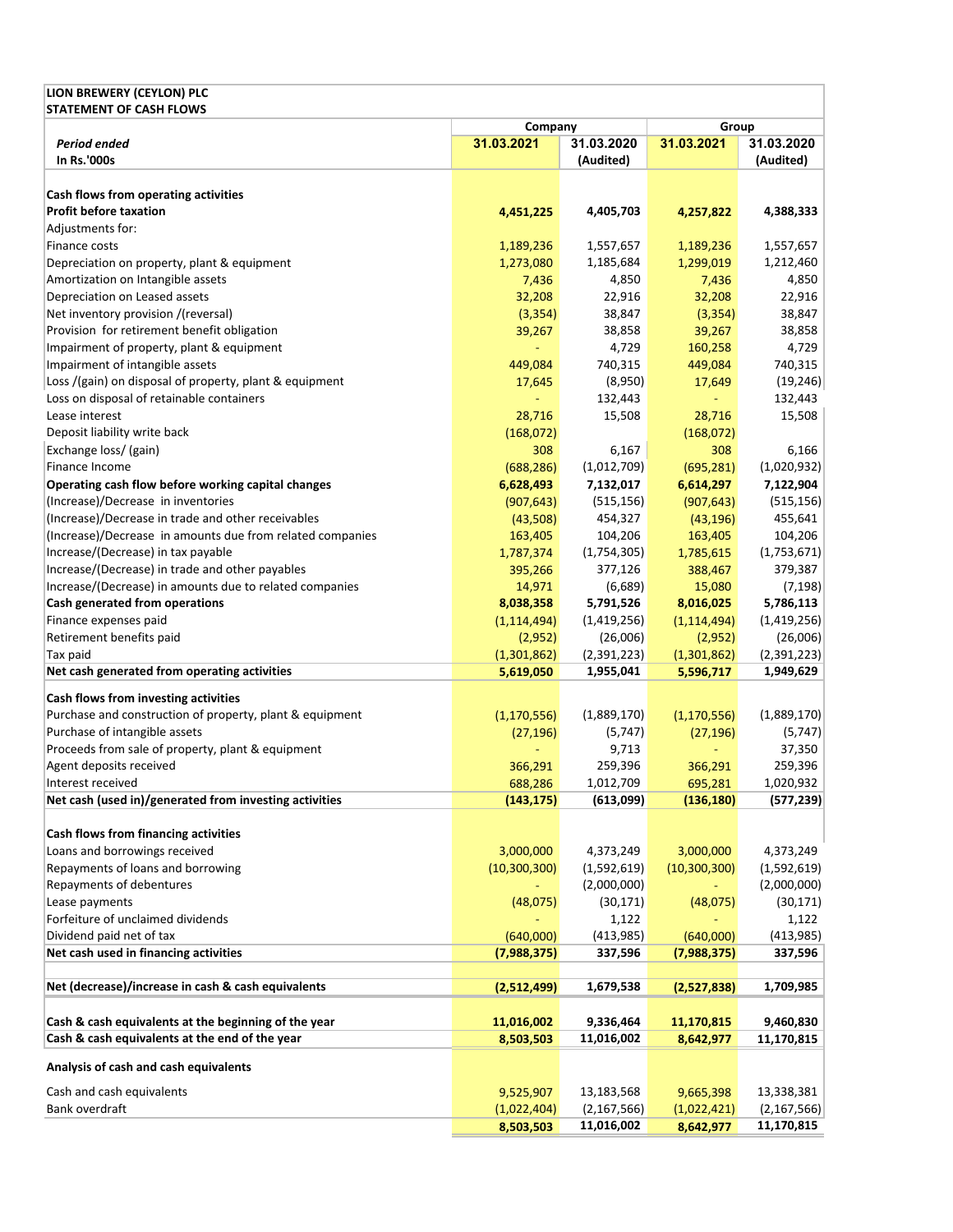**LION BREWERY (CEYLON) PLC**
**STATEMENT OF CASH FLOWS**

| | Company | | Group | |
|---|---|---|---|---|
| ***Period ended*** | **31.03.2021** | **31.03.2020** | **31.03.2021** | **31.03.2020** |
| **In Rs.'000s** | | **(Audited)** | | **(Audited)** |
| **Cash flows from operating activities** | | | | |
| **Profit before taxation** | **4,451,225** | **4,405,703** | **4,257,822** | **4,388,333** |
| Adjustments for: | | | | |
| Finance costs | 1,189,236 | 1,557,657 | 1,189,236 | 1,557,657 |
| Depreciation on property, plant & equipment | 1,273,080 | 1,185,684 | 1,299,019 | 1,212,460 |
| Amortization on Intangible assets | 7,436 | 4,850 | 7,436 | 4,850 |
| Depreciation on Leased assets | 32,208 | 22,916 | 32,208 | 22,916 |
| Net inventory provision /(reversal) | (3,354) | 38,847 | (3,354) | 38,847 |
| Provision for retirement benefit obligation | 39,267 | 38,858 | 39,267 | 38,858 |
| Impairment of property, plant & equipment | - | 4,729 | 160,258 | 4,729 |
| Impairment of intangible assets | 449,084 | 740,315 | 449,084 | 740,315 |
| Loss /(gain) on disposal of property, plant & equipment | 17,645 | (8,950) | 17,649 | (19,246) |
| Loss on disposal of retainable containers | - | 132,443 | - | 132,443 |
| Lease interest | 28,716 | 15,508 | 28,716 | 15,508 |
| Deposit liability write back | (168,072) | | (168,072) | |
| Exchange loss/ (gain) | 308 | 6,167 | 308 | 6,166 |
| Finance Income | (688,286) | (1,012,709) | (695,281) | (1,020,932) |
| **Operating cash flow before working capital changes** | **6,628,493** | **7,132,017** | **6,614,297** | **7,122,904** |
| (Increase)/Decrease in inventories | (907,643) | (515,156) | (907,643) | (515,156) |
| (Increase)/Decrease in trade and other receivables | (43,508) | 454,327 | (43,196) | 455,641 |
| (Increase)/Decrease in amounts due from related companies | 163,405 | 104,206 | 163,405 | 104,206 |
| Increase/(Decrease) in tax payable | 1,787,374 | (1,754,305) | 1,785,615 | (1,753,671) |
| Increase/(Decrease) in trade and other payables | 395,266 | 377,126 | 388,467 | 379,387 |
| Increase/(Decrease) in amounts due to related companies | 14,971 | (6,689) | 15,080 | (7,198) |
| **Cash generated from operations** | **8,038,358** | **5,791,526** | **8,016,025** | **5,786,113** |
| Finance expenses paid | (1,114,494) | (1,419,256) | (1,114,494) | (1,419,256) |
| Retirement benefits paid | (2,952) | (26,006) | (2,952) | (26,006) |
| Tax paid | (1,301,862) | (2,391,223) | (1,301,862) | (2,391,223) |
| **Net cash generated from operating activities** | **5,619,050** | **1,955,041** | **5,596,717** | **1,949,629** |
| **Cash flows from investing activities** | | | | |
| Purchase and construction of property, plant & equipment | (1,170,556) | (1,889,170) | (1,170,556) | (1,889,170) |
| Purchase of intangible assets | (27,196) | (5,747) | (27,196) | (5,747) |
| Proceeds from sale of property, plant & equipment | - | 9,713 | - | 37,350 |
| Agent deposits received | 366,291 | 259,396 | 366,291 | 259,396 |
| Interest received | 688,286 | 1,012,709 | 695,281 | 1,020,932 |
| **Net cash (used in)/generated from investing activities** | **(143,175)** | **(613,099)** | **(136,180)** | **(577,239)** |
| **Cash flows from financing activities** | | | | |
| Loans and borrowings received | 3,000,000 | 4,373,249 | 3,000,000 | 4,373,249 |
| Repayments of loans and borrowing | (10,300,300) | (1,592,619) | (10,300,300) | (1,592,619) |
| Repayments of debentures | - | (2,000,000) | - | (2,000,000) |
| Lease payments | (48,075) | (30,171) | (48,075) | (30,171) |
| Forfeiture of unclaimed dividends | - | 1,122 | - | 1,122 |
| Dividend paid net of tax | (640,000) | (413,985) | (640,000) | (413,985) |
| **Net cash used in financing activities** | **(7,988,375)** | **337,596** | **(7,988,375)** | **337,596** |
| **Net (decrease)/increase in cash & cash equivalents** | **(2,512,499)** | **1,679,538** | **(2,527,838)** | **1,709,985** |
| **Cash & cash equivalents at the beginning of the year** | **11,016,002** | **9,336,464** | **11,170,815** | **9,460,830** |
| **Cash & cash equivalents at the end of the year** | **8,503,503** | **11,016,002** | **8,642,977** | **11,170,815** |
| **Analysis of cash and cash equivalents** | | | | |
| Cash and cash equivalents | 9,525,907 | 13,183,568 | 9,665,398 | 13,338,381 |
| Bank overdraft | (1,022,404) | (2,167,566) | (1,022,421) | (2,167,566) |
| | **8,503,503** | **11,016,002** | **8,642,977** | **11,170,815** |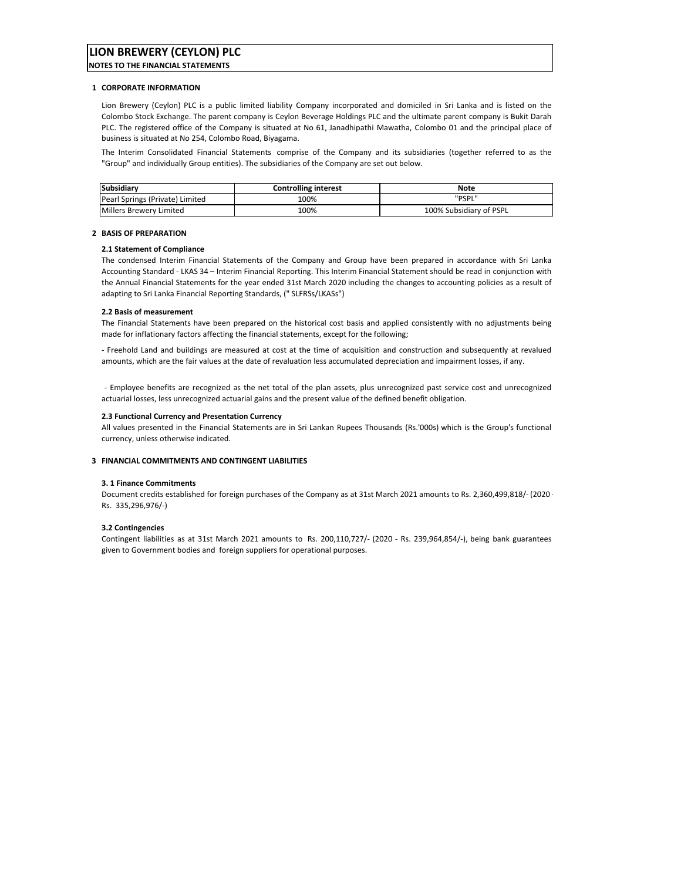# LION BREWERY (CEYLON) PLC

**NOTES TO THE FINANCIAL STATEMENTS**

## 1 CORPORATE INFORMATION

Lion Brewery (Ceylon) PLC is a public limited liability Company incorporated and domiciled in Sri Lanka and is listed on the Colombo Stock Exchange. The parent company is Ceylon Beverage Holdings PLC and the ultimate parent company is Bukit Darah PLC. The registered office of the Company is situated at No 61, Janadhipathi Mawatha, Colombo 01 and the principal place of business is situated at No 254, Colombo Road, Biyagama.

The Interim Consolidated Financial Statements comprise of the Company and its subsidiaries (together referred to as the "Group" and individually Group entities). The subsidiaries of the Company are set out below.

| Subsidiary | Controlling interest | Note |
|---|---|---|
| Pearl Springs (Private) Limited | 100% | "PSPL" |
| Millers Brewery Limited | 100% | 100% Subsidiary of PSPL |

## 2 BASIS OF PREPARATION

### 2.1 Statement of Compliance

The condensed Interim Financial Statements of the Company and Group have been prepared in accordance with Sri Lanka Accounting Standard - LKAS 34 – Interim Financial Reporting. This Interim Financial Statement should be read in conjunction with the Annual Financial Statements for the year ended 31st March 2020 including the changes to accounting policies as a result of adapting to Sri Lanka Financial Reporting Standards, (" SLFRSs/LKASs")

### 2.2 Basis of measurement

The Financial Statements have been prepared on the historical cost basis and applied consistently with no adjustments being made for inflationary factors affecting the financial statements, except for the following;

- Freehold Land and buildings are measured at cost at the time of acquisition and construction and subsequently at revalued amounts, which are the fair values at the date of revaluation less accumulated depreciation and impairment losses, if any.

- Employee benefits are recognized as the net total of the plan assets, plus unrecognized past service cost and unrecognized actuarial losses, less unrecognized actuarial gains and the present value of the defined benefit obligation.

### 2.3 Functional Currency and Presentation Currency

All values presented in the Financial Statements are in Sri Lankan Rupees Thousands (Rs.'000s) which is the Group's functional currency, unless otherwise indicated.

## 3 FINANCIAL COMMITMENTS AND CONTINGENT LIABILITIES

### 3. 1 Finance Commitments

Document credits established for foreign purchases of the Company as at 31st March 2021 amounts to Rs. 2,360,499,818/- (2020 - Rs. 335,296,976/-)

### 3.2 Contingencies

Contingent liabilities as at 31st March 2021 amounts to Rs. 200,110,727/- (2020 - Rs. 239,964,854/-), being bank guarantees given to Government bodies and foreign suppliers for operational purposes.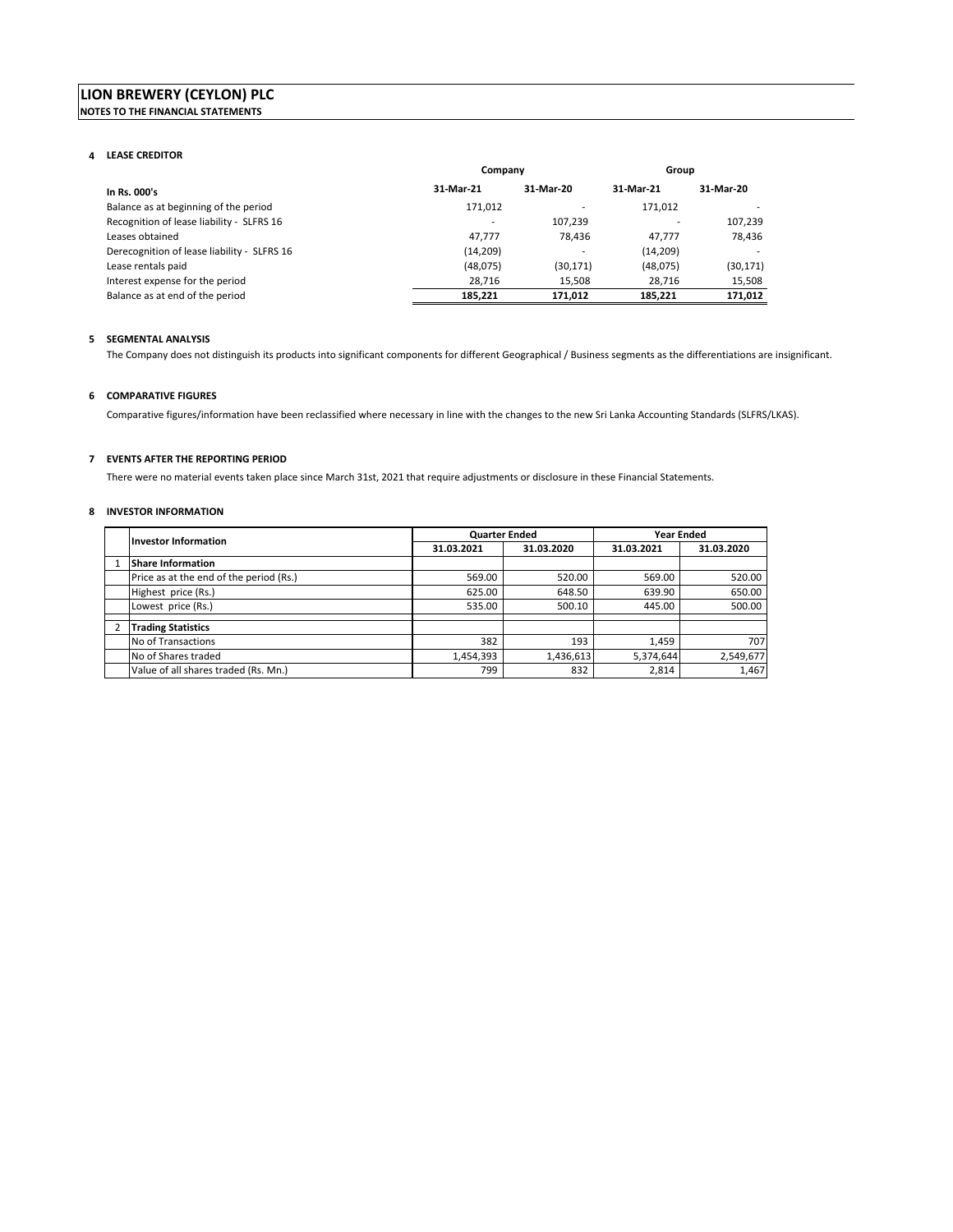# LION BREWERY (CEYLON) PLC

**NOTES TO THE FINANCIAL STATEMENTS**

## 4 LEASE CREDITOR

| In Rs. 000's | Company | | Group | |
|---|---|---|---|---|
| | 31-Mar-21 | 31-Mar-20 | 31-Mar-21 | 31-Mar-20 |
| Balance as at beginning of the period | 171,012 | - | 171,012 | - |
| Recognition of lease liability - SLFRS 16 | - | 107,239 | - | 107,239 |
| Leases obtained | 47,777 | 78,436 | 47,777 | 78,436 |
| Derecognition of lease liability - SLFRS 16 | (14,209) | - | (14,209) | - |
| Lease rentals paid | (48,075) | (30,171) | (48,075) | (30,171) |
| Interest expense for the period | 28,716 | 15,508 | 28,716 | 15,508 |
| **Balance as at end of the period** | **185,221** | **171,012** | **185,221** | **171,012** |

## 5 SEGMENTAL ANALYSIS

The Company does not distinguish its products into significant components for different Geographical / Business segments as the differentiations are insignificant.

## 6 COMPARATIVE FIGURES

Comparative figures/information have been reclassified where necessary in line with the changes to the new Sri Lanka Accounting Standards (SLFRS/LKAS).

## 7 EVENTS AFTER THE REPORTING PERIOD

There were no material events taken place since March 31st, 2021 that require adjustments or disclosure in these Financial Statements.

## 8 INVESTOR INFORMATION

| | Investor Information | Quarter Ended | | Year Ended | |
|---|---|---|---|---|---|
| | | 31.03.2021 | 31.03.2020 | 31.03.2021 | 31.03.2020 |
| 1 | **Share Information** | | | | |
| | Price as at the end of the period (Rs.) | 569.00 | 520.00 | 569.00 | 520.00 |
| | Highest price (Rs.) | 625.00 | 648.50 | 639.90 | 650.00 |
| | Lowest price (Rs.) | 535.00 | 500.10 | 445.00 | 500.00 |
| 2 | **Trading Statistics** | | | | |
| | No of Transactions | 382 | 193 | 1,459 | 707 |
| | No of Shares traded | 1,454,393 | 1,436,613 | 5,374,644 | 2,549,677 |
| | Value of all shares traded (Rs. Mn.) | 799 | 832 | 2,814 | 1,467 |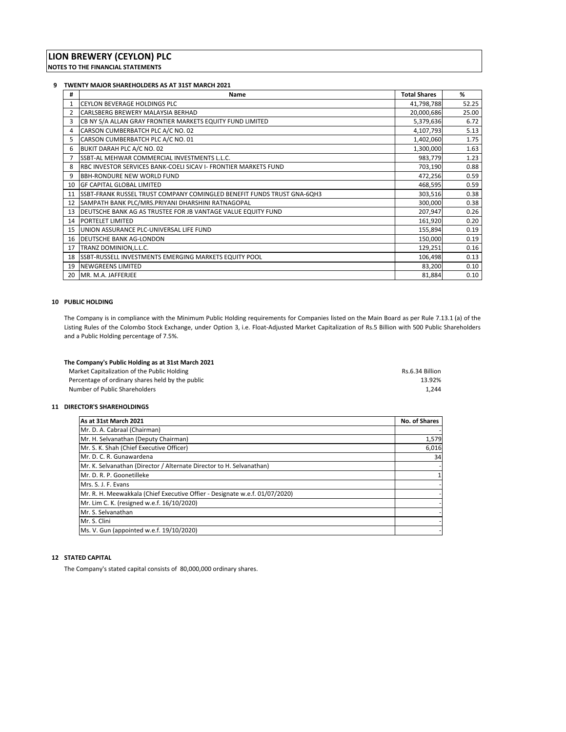# LION BREWERY (CEYLON) PLC

**NOTES TO THE FINANCIAL STATEMENTS**

## 9 TWENTY MAJOR SHAREHOLDERS AS AT 31ST MARCH 2021

| # | Name | Total Shares | % |
|---|---|---|---|
| 1 | CEYLON BEVERAGE HOLDINGS PLC | 41,798,788 | 52.25 |
| 2 | CARLSBERG BREWERY MALAYSIA BERHAD | 20,000,686 | 25.00 |
| 3 | CB NY S/A ALLAN GRAY FRONTIER MARKETS EQUITY FUND LIMITED | 5,379,636 | 6.72 |
| 4 | CARSON CUMBERBATCH PLC A/C NO. 02 | 4,107,793 | 5.13 |
| 5 | CARSON CUMBERBATCH PLC A/C NO. 01 | 1,402,060 | 1.75 |
| 6 | BUKIT DARAH PLC A/C NO. 02 | 1,300,000 | 1.63 |
| 7 | SSBT-AL MEHWAR COMMERCIAL INVESTMENTS L.L.C. | 983,779 | 1.23 |
| 8 | RBC INVESTOR SERVICES BANK-COELI SICAV I- FRONTIER MARKETS FUND | 703,190 | 0.88 |
| 9 | BBH-RONDURE NEW WORLD FUND | 472,256 | 0.59 |
| 10 | GF CAPITAL GLOBAL LIMITED | 468,595 | 0.59 |
| 11 | SSBT-FRANK RUSSEL TRUST COMPANY COMINGLED BENEFIT FUNDS TRUST GNA-6QH3 | 303,516 | 0.38 |
| 12 | SAMPATH BANK PLC/MRS.PRIYANI DHARSHINI RATNAGOPAL | 300,000 | 0.38 |
| 13 | DEUTSCHE BANK AG AS TRUSTEE FOR JB VANTAGE VALUE EQUITY FUND | 207,947 | 0.26 |
| 14 | PORTELET LIMITED | 161,920 | 0.20 |
| 15 | UNION ASSURANCE PLC-UNIVERSAL LIFE FUND | 155,894 | 0.19 |
| 16 | DEUTSCHE BANK AG-LONDON | 150,000 | 0.19 |
| 17 | TRANZ DOMINION,L.L.C. | 129,251 | 0.16 |
| 18 | SSBT-RUSSELL INVESTMENTS EMERGING MARKETS EQUITY POOL | 106,498 | 0.13 |
| 19 | NEWGREENS LIMITED | 83,200 | 0.10 |
| 20 | MR. M.A. JAFFERJEE | 81,884 | 0.10 |

## 10 PUBLIC HOLDING

The Company is in compliance with the Minimum Public Holding requirements for Companies listed on the Main Board as per Rule 7.13.1 (a) of the Listing Rules of the Colombo Stock Exchange, under Option 3, i.e. Float-Adjusted Market Capitalization of Rs.5 Billion with 500 Public Shareholders and a Public Holding percentage of 7.5%.

**The Company's Public Holding as at 31st March 2021**

| | |
|---|---|
| Market Capitalization of the Public Holding | Rs.6.34 Billion |
| Percentage of ordinary shares held by the public | 13.92% |
| Number of Public Shareholders | 1,244 |

## 11 DIRECTOR'S SHAREHOLDINGS

| As at 31st March 2021 | No. of Shares |
|---|---|
| Mr. D. A. Cabraal (Chairman) | - |
| Mr. H. Selvanathan (Deputy Chairman) | 1,579 |
| Mr. S. K. Shah (Chief Executive Officer) | 6,016 |
| Mr. D. C. R. Gunawardena | 34 |
| Mr. K. Selvanathan (Director / Alternate Director to H. Selvanathan) | - |
| Mr. D. R. P. Goonetilleke | 1 |
| Mrs. S. J. F. Evans | - |
| Mr. R. H. Meewakkala (Chief Executive Offier - Designate w.e.f. 01/07/2020) | - |
| Mr. Lim C. K. (resigned w.e.f. 16/10/2020) | - |
| Mr. S. Selvanathan | - |
| Mr. S. Clini | - |
| Ms. V. Gun (appointed w.e.f. 19/10/2020) | - |

## 12 STATED CAPITAL

The Company's stated capital consists of 80,000,000 ordinary shares.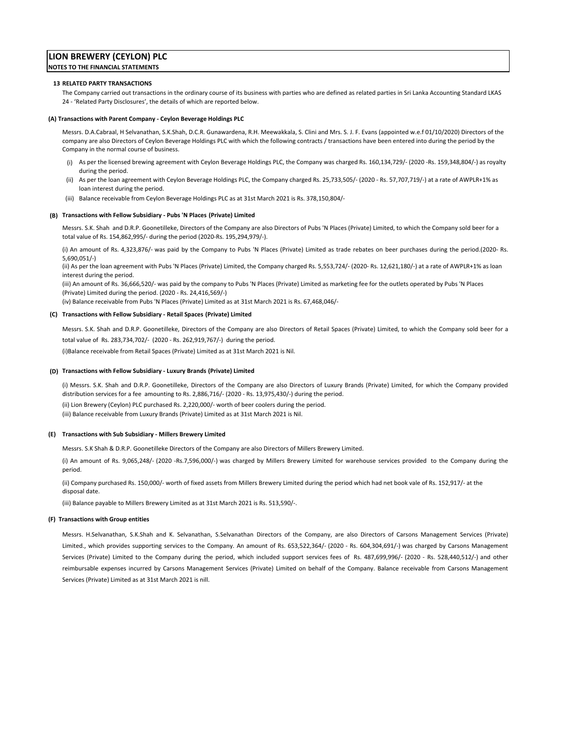# LION BREWERY (CEYLON) PLC

**NOTES TO THE FINANCIAL STATEMENTS**

## 13 RELATED PARTY TRANSACTIONS

The Company carried out transactions in the ordinary course of its business with parties who are defined as related parties in Sri Lanka Accounting Standard LKAS 24 - 'Related Party Disclosures', the details of which are reported below.

### (A) Transactions with Parent Company - Ceylon Beverage Holdings PLC

Messrs. D.A.Cabraal, H Selvanathan, S.K.Shah, D.C.R. Gunawardena, R.H. Meewakkala, S. Clini and Mrs. S. J. F. Evans (appointed w.e.f 01/10/2020) Directors of the company are also Directors of Ceylon Beverage Holdings PLC with which the following contracts / transactions have been entered into during the period by the Company in the normal course of business.

(i) As per the licensed brewing agreement with Ceylon Beverage Holdings PLC, the Company was charged Rs. 160,134,729/- (2020 -Rs. 159,348,804/-) as royalty during the period.

(ii) As per the loan agreement with Ceylon Beverage Holdings PLC, the Company charged Rs. 25,733,505/- (2020 - Rs. 57,707,719/-) at a rate of AWPLR+1% as loan interest during the period.

(iii) Balance receivable from Ceylon Beverage Holdings PLC as at 31st March 2021 is Rs. 378,150,804/-

### (B) Transactions with Fellow Subsidiary - Pubs 'N Places (Private) Limited

Messrs. S.K. Shah and D.R.P. Goonetilleke, Directors of the Company are also Directors of Pubs 'N Places (Private) Limited, to which the Company sold beer for a total value of Rs. 154,862,995/- during the period (2020-Rs. 195,294,979/-).

(i) An amount of Rs. 4,323,876/- was paid by the Company to Pubs 'N Places (Private) Limited as trade rebates on beer purchases during the period.(2020- Rs. 5,690,051/-)

(ii) As per the loan agreement with Pubs 'N Places (Private) Limited, the Company charged Rs. 5,553,724/- (2020- Rs. 12,621,180/-) at a rate of AWPLR+1% as loan interest during the period.

(iii) An amount of Rs. 36,666,520/- was paid by the company to Pubs 'N Places (Private) Limited as marketing fee for the outlets operated by Pubs 'N Places (Private) Limited during the period. (2020 - Rs. 24,416,569/-)

(iv) Balance receivable from Pubs 'N Places (Private) Limited as at 31st March 2021 is Rs. 67,468,046/-

### (C) Transactions with Fellow Subsidiary - Retail Spaces (Private) Limited

Messrs. S.K. Shah and D.R.P. Goonetilleke, Directors of the Company are also Directors of Retail Spaces (Private) Limited, to which the Company sold beer for a total value of Rs. 283,734,702/- (2020 - Rs. 262,919,767/-) during the period.

(i)Balance receivable from Retail Spaces (Private) Limited as at 31st March 2021 is Nil.

### (D) Transactions with Fellow Subsidiary - Luxury Brands (Private) Limited

(i) Messrs. S.K. Shah and D.R.P. Goonetilleke, Directors of the Company are also Directors of Luxury Brands (Private) Limited, for which the Company provided distribution services for a fee amounting to Rs. 2,886,716/- (2020 - Rs. 13,975,430/-) during the period.

(ii) Lion Brewery (Ceylon) PLC purchased Rs. 2,220,000/- worth of beer coolers during the period.

(iii) Balance receivable from Luxury Brands (Private) Limited as at 31st March 2021 is Nil.

### (E) Transactions with Sub Subsidiary - Millers Brewery Limited

Messrs. S.K Shah & D.R.P. Goonetilleke Directors of the Company are also Directors of Millers Brewery Limited.

(i) An amount of Rs. 9,065,248/- (2020 -Rs.7,596,000/-) was charged by Millers Brewery Limited for warehouse services provided to the Company during the period.

(ii) Company purchased Rs. 150,000/- worth of fixed assets from Millers Brewery Limited during the period which had net book vale of Rs. 152,917/- at the disposal date.

(iii) Balance payable to Millers Brewery Limited as at 31st March 2021 is Rs. 513,590/-.

### (F) Transactions with Group entities

Messrs. H.Selvanathan, S.K.Shah and K. Selvanathan, S.Selvanathan Directors of the Company, are also Directors of Carsons Management Services (Private) Limited., which provides supporting services to the Company. An amount of Rs. 653,522,364/- (2020 - Rs. 604,304,691/-) was charged by Carsons Management Services (Private) Limited to the Company during the period, which included support services fees of Rs. 487,699,996/- (2020 - Rs. 528,440,512/-) and other reimbursable expenses incurred by Carsons Management Services (Private) Limited on behalf of the Company. Balance receivable from Carsons Management Services (Private) Limited as at 31st March 2021 is nill.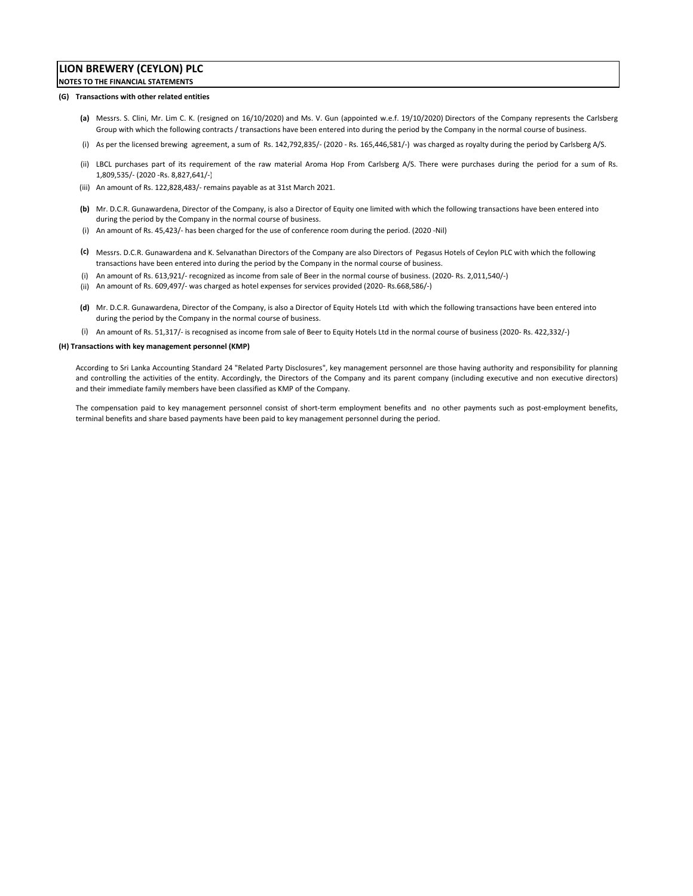# LION BREWERY (CEYLON) PLC

**NOTES TO THE FINANCIAL STATEMENTS**

**(G) Transactions with other related entities**

**(a)** Messrs. S. Clini, Mr. Lim C. K. (resigned on 16/10/2020) and Ms. V. Gun (appointed w.e.f. 19/10/2020) Directors of the Company represents the Carlsberg Group with which the following contracts / transactions have been entered into during the period by the Company in the normal course of business.

(i) As per the licensed brewing agreement, a sum of Rs. 142,792,835/- (2020 - Rs. 165,446,581/-) was charged as royalty during the period by Carlsberg A/S.

(ii) LBCL purchases part of its requirement of the raw material Aroma Hop From Carlsberg A/S. There were purchases during the period for a sum of Rs. 1,809,535/- (2020 -Rs. 8,827,641/-)

(iii) An amount of Rs. 122,828,483/- remains payable as at 31st March 2021.

**(b)** Mr. D.C.R. Gunawardena, Director of the Company, is also a Director of Equity one limited with which the following transactions have been entered into during the period by the Company in the normal course of business.

(i) An amount of Rs. 45,423/- has been charged for the use of conference room during the period. (2020 -Nil)

**(c)** Messrs. D.C.R. Gunawardena and K. Selvanathan Directors of the Company are also Directors of Pegasus Hotels of Ceylon PLC with which the following transactions have been entered into during the period by the Company in the normal course of business.

(i) An amount of Rs. 613,921/- recognized as income from sale of Beer in the normal course of business. (2020- Rs. 2,011,540/-)

(ii) An amount of Rs. 609,497/- was charged as hotel expenses for services provided (2020- Rs.668,586/-)

**(d)** Mr. D.C.R. Gunawardena, Director of the Company, is also a Director of Equity Hotels Ltd with which the following transactions have been entered into during the period by the Company in the normal course of business.

(i) An amount of Rs. 51,317/- is recognised as income from sale of Beer to Equity Hotels Ltd in the normal course of business (2020- Rs. 422,332/-)

**(H) Transactions with key management personnel (KMP)**

According to Sri Lanka Accounting Standard 24 "Related Party Disclosures", key management personnel are those having authority and responsibility for planning and controlling the activities of the entity. Accordingly, the Directors of the Company and its parent company (including executive and non executive directors) and their immediate family members have been classified as KMP of the Company.

The compensation paid to key management personnel consist of short-term employment benefits and no other payments such as post-employment benefits, terminal benefits and share based payments have been paid to key management personnel during the period.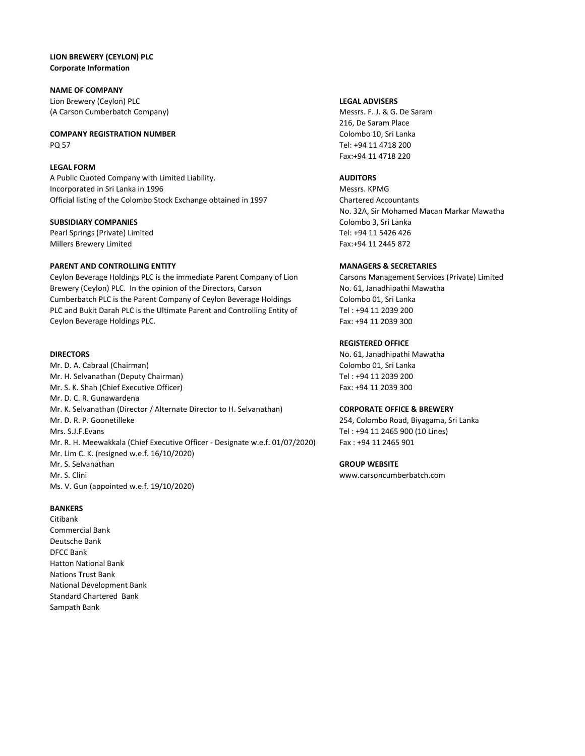**LION BREWERY (CEYLON) PLC**
**Corporate Information**

**NAME OF COMPANY**
Lion Brewery (Ceylon) PLC
(A Carson Cumberbatch Company)

**COMPANY REGISTRATION NUMBER**
PQ 57

**LEGAL FORM**
A Public Quoted Company with Limited Liability.
Incorporated in Sri Lanka in 1996
Official listing of the Colombo Stock Exchange obtained in 1997

**SUBSIDIARY COMPANIES**
Pearl Springs (Private) Limited
Millers Brewery Limited

**PARENT AND CONTROLLING ENTITY**
Ceylon Beverage Holdings PLC is the immediate Parent Company of Lion Brewery (Ceylon) PLC. In the opinion of the Directors, Carson Cumberbatch PLC is the Parent Company of Ceylon Beverage Holdings PLC and Bukit Darah PLC is the Ultimate Parent and Controlling Entity of Ceylon Beverage Holdings PLC.

**DIRECTORS**
Mr. D. A. Cabraal (Chairman)
Mr. H. Selvanathan (Deputy Chairman)
Mr. S. K. Shah (Chief Executive Officer)
Mr. D. C. R. Gunawardena
Mr. K. Selvanathan (Director / Alternate Director to H. Selvanathan)
Mr. D. R. P. Goonetilleke
Mrs. S.J.F.Evans
Mr. R. H. Meewakkala (Chief Executive Officer - Designate w.e.f. 01/07/2020)
Mr. Lim C. K. (resigned w.e.f. 16/10/2020)
Mr. S. Selvanathan
Mr. S. Clini
Ms. V. Gun (appointed w.e.f. 19/10/2020)

**BANKERS**
Citibank
Commercial Bank
Deutsche Bank
DFCC Bank
Hatton National Bank
Nations Trust Bank
National Development Bank
Standard Chartered Bank
Sampath Bank

**LEGAL ADVISERS**
Messrs. F. J. & G. De Saram
216, De Saram Place
Colombo 10, Sri Lanka
Tel: +94 11 4718 200
Fax:+94 11 4718 220

**AUDITORS**
Messrs. KPMG
Chartered Accountants
No. 32A, Sir Mohamed Macan Markar Mawatha
Colombo 3, Sri Lanka
Tel: +94 11 5426 426
Fax:+94 11 2445 872

**MANAGERS & SECRETARIES**
Carsons Management Services (Private) Limited
No. 61, Janadhipathi Mawatha
Colombo 01, Sri Lanka
Tel : +94 11 2039 200
Fax: +94 11 2039 300

**REGISTERED OFFICE**
No. 61, Janadhipathi Mawatha
Colombo 01, Sri Lanka
Tel : +94 11 2039 200
Fax: +94 11 2039 300

**CORPORATE OFFICE & BREWERY**
254, Colombo Road, Biyagama, Sri Lanka
Tel : +94 11 2465 900 (10 Lines)
Fax : +94 11 2465 901

**GROUP WEBSITE**
www.carsoncumberbatch.com